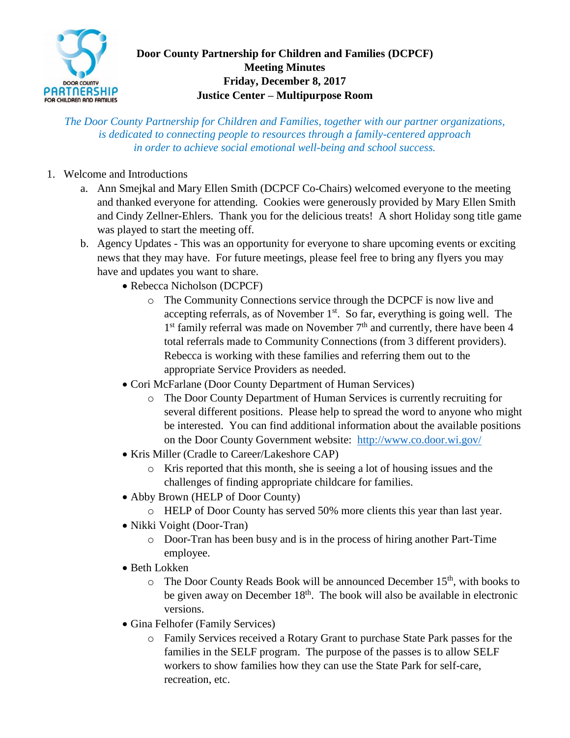# Door County Partnership for Children and Families (DCPCF)
## Meeting Minutes
## Friday, December 8, 2017
## Justice Center – Multipurpose Room

*The Door County Partnership for Children and Families, together with our partner organizations, is dedicated to connecting people to resources through a family-centered approach in order to achieve social emotional well-being and school success.*

1. Welcome and Introductions
   a. Ann Smejkal and Mary Ellen Smith (DCPCF Co-Chairs) welcomed everyone to the meeting and thanked everyone for attending. Cookies were generously provided by Mary Ellen Smith and Cindy Zellner-Ehlers. Thank you for the delicious treats! A short Holiday song title game was played to start the meeting off.
   b. Agency Updates - This was an opportunity for everyone to share upcoming events or exciting news that they may have. For future meetings, please feel free to bring any flyers you may have and updates you want to share.
      - Rebecca Nicholson (DCPCF)
        - The Community Connections service through the DCPCF is now live and accepting referrals, as of November 1st. So far, everything is going well. The 1st family referral was made on November 7th and currently, there have been 4 total referrals made to Community Connections (from 3 different providers). Rebecca is working with these families and referring them out to the appropriate Service Providers as needed.
      - Cori McFarlane (Door County Department of Human Services)
        - The Door County Department of Human Services is currently recruiting for several different positions. Please help to spread the word to anyone who might be interested. You can find additional information about the available positions on the Door County Government website: http://www.co.door.wi.gov/
      - Kris Miller (Cradle to Career/Lakeshore CAP)
        - Kris reported that this month, she is seeing a lot of housing issues and the challenges of finding appropriate childcare for families.
      - Abby Brown (HELP of Door County)
        - HELP of Door County has served 50% more clients this year than last year.
      - Nikki Voight (Door-Tran)
        - Door-Tran has been busy and is in the process of hiring another Part-Time employee.
      - Beth Lokken
        - The Door County Reads Book will be announced December 15th, with books to be given away on December 18th. The book will also be available in electronic versions.
      - Gina Felhofer (Family Services)
        - Family Services received a Rotary Grant to purchase State Park passes for the families in the SELF program. The purpose of the passes is to allow SELF workers to show families how they can use the State Park for self-care, recreation, etc.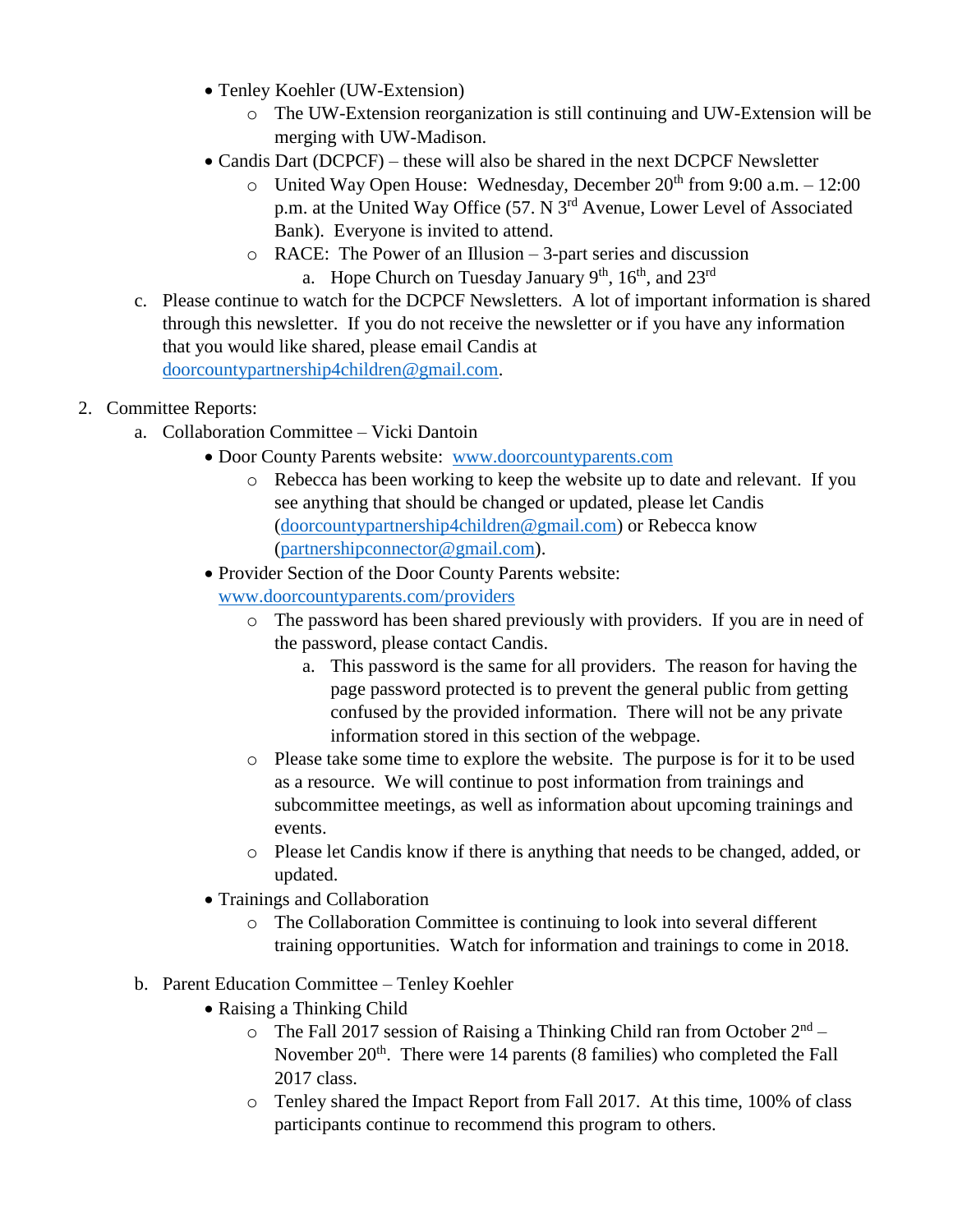- Tenley Koehler (UW-Extension)
    - The UW-Extension reorganization is still continuing and UW-Extension will be merging with UW-Madison.
- Candis Dart (DCPCF) – these will also be shared in the next DCPCF Newsletter
    - United Way Open House: Wednesday, December 20th from 9:00 a.m. – 12:00 p.m. at the United Way Office (57. N 3rd Avenue, Lower Level of Associated Bank). Everyone is invited to attend.
    - RACE: The Power of an Illusion – 3-part series and discussion
        a. Hope Church on Tuesday January 9th, 16th, and 23rd

c. Please continue to watch for the DCPCF Newsletters. A lot of important information is shared through this newsletter. If you do not receive the newsletter or if you have any information that you would like shared, please email Candis at doorcountypartnership4children@gmail.com.

2. Committee Reports:

    a. Collaboration Committee – Vicki Dantoin

    - Door County Parents website: www.doorcountyparents.com
        - Rebecca has been working to keep the website up to date and relevant. If you see anything that should be changed or updated, please let Candis (doorcountypartnership4children@gmail.com) or Rebecca know (partnershipconnector@gmail.com).
    - Provider Section of the Door County Parents website: www.doorcountyparents.com/providers
        - The password has been shared previously with providers. If you are in need of the password, please contact Candis.
            a. This password is the same for all providers. The reason for having the page password protected is to prevent the general public from getting confused by the provided information. There will not be any private information stored in this section of the webpage.
        - Please take some time to explore the website. The purpose is for it to be used as a resource. We will continue to post information from trainings and subcommittee meetings, as well as information about upcoming trainings and events.
        - Please let Candis know if there is anything that needs to be changed, added, or updated.
    - Trainings and Collaboration
        - The Collaboration Committee is continuing to look into several different training opportunities. Watch for information and trainings to come in 2018.

    b. Parent Education Committee – Tenley Koehler

    - Raising a Thinking Child
        - The Fall 2017 session of Raising a Thinking Child ran from October 2nd – November 20th. There were 14 parents (8 families) who completed the Fall 2017 class.
        - Tenley shared the Impact Report from Fall 2017. At this time, 100% of class participants continue to recommend this program to others.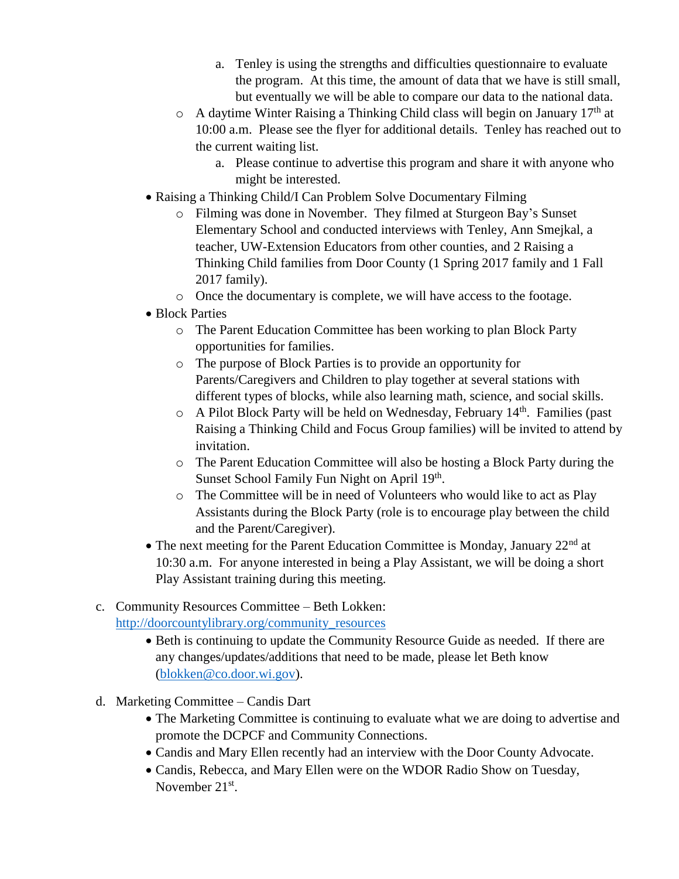a. Tenley is using the strengths and difficulties questionnaire to evaluate the program. At this time, the amount of data that we have is still small, but eventually we will be able to compare our data to the national data.
    - A daytime Winter Raising a Thinking Child class will begin on January 17th at 10:00 a.m. Please see the flyer for additional details. Tenley has reached out to the current waiting list.
        a. Please continue to advertise this program and share it with anyone who might be interested.
- Raising a Thinking Child/I Can Problem Solve Documentary Filming
    - Filming was done in November. They filmed at Sturgeon Bay's Sunset Elementary School and conducted interviews with Tenley, Ann Smejkal, a teacher, UW-Extension Educators from other counties, and 2 Raising a Thinking Child families from Door County (1 Spring 2017 family and 1 Fall 2017 family).
    - Once the documentary is complete, we will have access to the footage.
- Block Parties
    - The Parent Education Committee has been working to plan Block Party opportunities for families.
    - The purpose of Block Parties is to provide an opportunity for Parents/Caregivers and Children to play together at several stations with different types of blocks, while also learning math, science, and social skills.
    - A Pilot Block Party will be held on Wednesday, February 14th. Families (past Raising a Thinking Child and Focus Group families) will be invited to attend by invitation.
    - The Parent Education Committee will also be hosting a Block Party during the Sunset School Family Fun Night on April 19th.
    - The Committee will be in need of Volunteers who would like to act as Play Assistants during the Block Party (role is to encourage play between the child and the Parent/Caregiver).
- The next meeting for the Parent Education Committee is Monday, January 22nd at 10:30 a.m. For anyone interested in being a Play Assistant, we will be doing a short Play Assistant training during this meeting.

c. Community Resources Committee – Beth Lokken: http://doorcountylibrary.org/community_resources
- Beth is continuing to update the Community Resource Guide as needed. If there are any changes/updates/additions that need to be made, please let Beth know (blokken@co.door.wi.gov).

d. Marketing Committee – Candis Dart
- The Marketing Committee is continuing to evaluate what we are doing to advertise and promote the DCPCF and Community Connections.
- Candis and Mary Ellen recently had an interview with the Door County Advocate.
- Candis, Rebecca, and Mary Ellen were on the WDOR Radio Show on Tuesday, November 21st.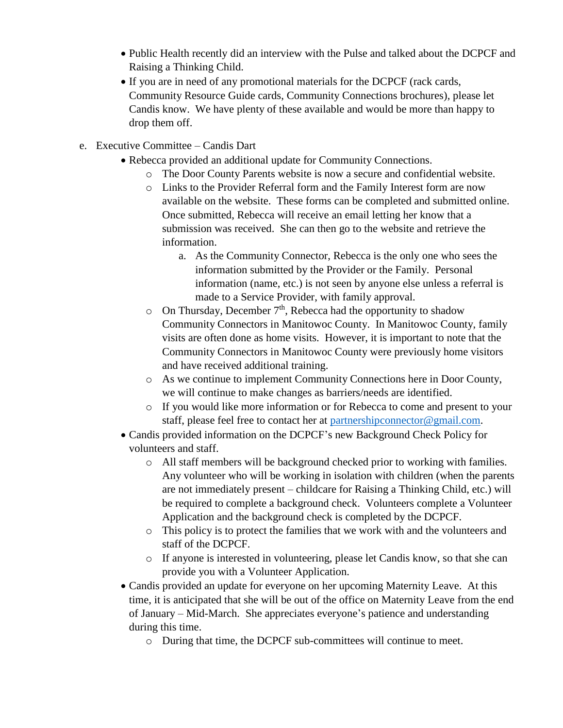- Public Health recently did an interview with the Pulse and talked about the DCPCF and Raising a Thinking Child.
- If you are in need of any promotional materials for the DCPCF (rack cards, Community Resource Guide cards, Community Connections brochures), please let Candis know. We have plenty of these available and would be more than happy to drop them off.

e. Executive Committee – Candis Dart

- Rebecca provided an additional update for Community Connections.
  - The Door County Parents website is now a secure and confidential website.
  - Links to the Provider Referral form and the Family Interest form are now available on the website. These forms can be completed and submitted online. Once submitted, Rebecca will receive an email letting her know that a submission was received. She can then go to the website and retrieve the information.
    a. As the Community Connector, Rebecca is the only one who sees the information submitted by the Provider or the Family. Personal information (name, etc.) is not seen by anyone else unless a referral is made to a Service Provider, with family approval.
  - On Thursday, December 7th, Rebecca had the opportunity to shadow Community Connectors in Manitowoc County. In Manitowoc County, family visits are often done as home visits. However, it is important to note that the Community Connectors in Manitowoc County were previously home visitors and have received additional training.
  - As we continue to implement Community Connections here in Door County, we will continue to make changes as barriers/needs are identified.
  - If you would like more information or for Rebecca to come and present to your staff, please feel free to contact her at partnershipconnector@gmail.com.
- Candis provided information on the DCPCF's new Background Check Policy for volunteers and staff.
  - All staff members will be background checked prior to working with families. Any volunteer who will be working in isolation with children (when the parents are not immediately present – childcare for Raising a Thinking Child, etc.) will be required to complete a background check. Volunteers complete a Volunteer Application and the background check is completed by the DCPCF.
  - This policy is to protect the families that we work with and the volunteers and staff of the DCPCF.
  - If anyone is interested in volunteering, please let Candis know, so that she can provide you with a Volunteer Application.
- Candis provided an update for everyone on her upcoming Maternity Leave. At this time, it is anticipated that she will be out of the office on Maternity Leave from the end of January – Mid-March. She appreciates everyone's patience and understanding during this time.
  - During that time, the DCPCF sub-committees will continue to meet.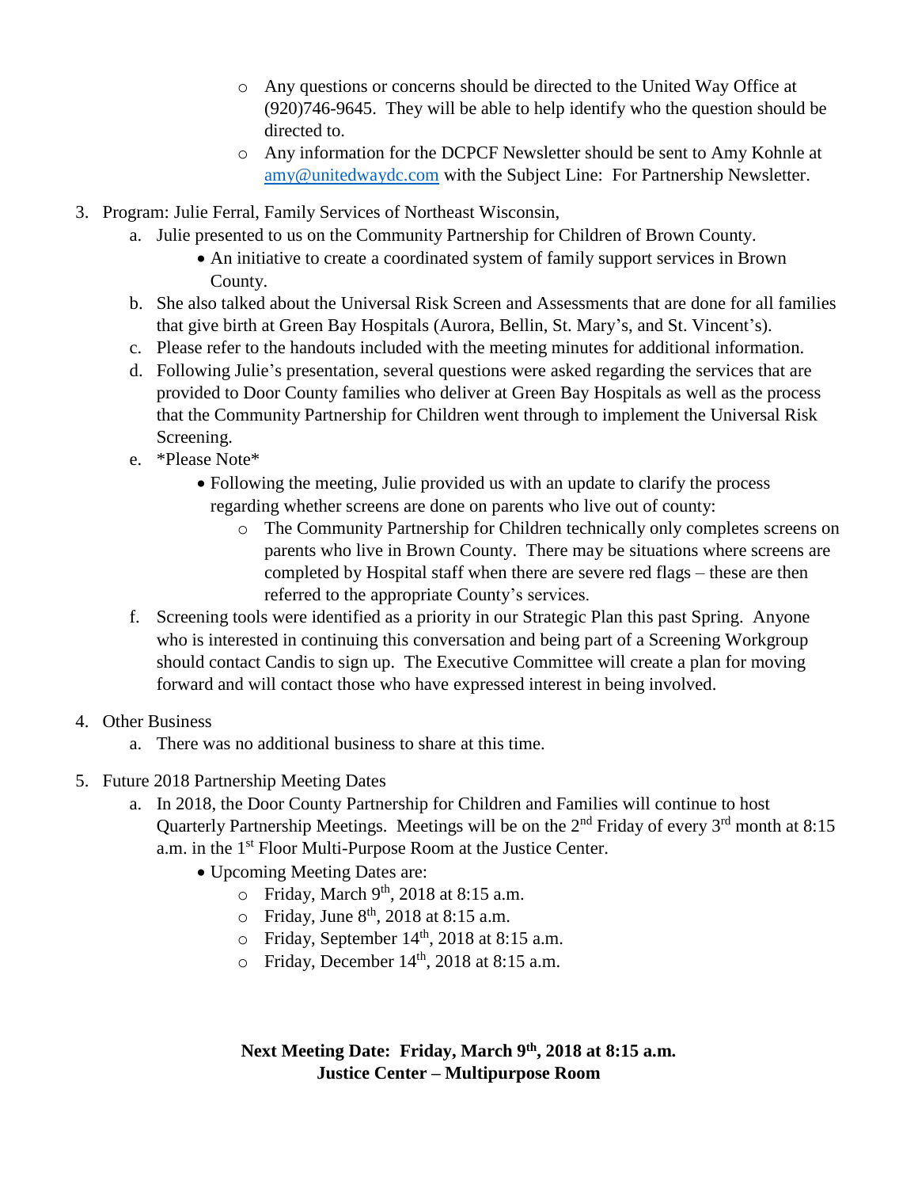- Any questions or concerns should be directed to the United Way Office at (920)746-9645. They will be able to help identify who the question should be directed to.
  - Any information for the DCPCF Newsletter should be sent to Amy Kohnle at amy@unitedwaydc.com with the Subject Line: For Partnership Newsletter.

3. Program: Julie Ferral, Family Services of Northeast Wisconsin,
   a. Julie presented to us on the Community Partnership for Children of Brown County.
      - An initiative to create a coordinated system of family support services in Brown County.
   b. She also talked about the Universal Risk Screen and Assessments that are done for all families that give birth at Green Bay Hospitals (Aurora, Bellin, St. Mary's, and St. Vincent's).
   c. Please refer to the handouts included with the meeting minutes for additional information.
   d. Following Julie's presentation, several questions were asked regarding the services that are provided to Door County families who deliver at Green Bay Hospitals as well as the process that the Community Partnership for Children went through to implement the Universal Risk Screening.
   e. *Please Note*
      - Following the meeting, Julie provided us with an update to clarify the process regarding whether screens are done on parents who live out of county:
        - The Community Partnership for Children technically only completes screens on parents who live in Brown County. There may be situations where screens are completed by Hospital staff when there are severe red flags – these are then referred to the appropriate County's services.
   f. Screening tools were identified as a priority in our Strategic Plan this past Spring. Anyone who is interested in continuing this conversation and being part of a Screening Workgroup should contact Candis to sign up. The Executive Committee will create a plan for moving forward and will contact those who have expressed interest in being involved.

4. Other Business
   a. There was no additional business to share at this time.

5. Future 2018 Partnership Meeting Dates
   a. In 2018, the Door County Partnership for Children and Families will continue to host Quarterly Partnership Meetings. Meetings will be on the 2nd Friday of every 3rd month at 8:15 a.m. in the 1st Floor Multi-Purpose Room at the Justice Center.
      - Upcoming Meeting Dates are:
        - Friday, March 9th, 2018 at 8:15 a.m.
        - Friday, June 8th, 2018 at 8:15 a.m.
        - Friday, September 14th, 2018 at 8:15 a.m.
        - Friday, December 14th, 2018 at 8:15 a.m.

**Next Meeting Date: Friday, March 9th, 2018 at 8:15 a.m.**
**Justice Center – Multipurpose Room**